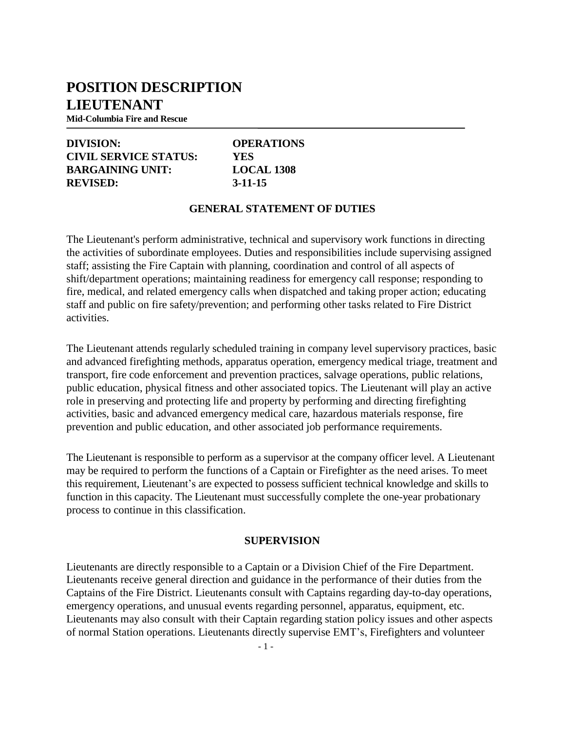# POSITION DESCRIPTION
# LIEUTENANT

**Mid-Columbia Fire and Rescue**

| | |
|---|---|
| **DIVISION:** | **OPERATIONS** |
| **CIVIL SERVICE STATUS:** | **YES** |
| **BARGAINING UNIT:** | **LOCAL 1308** |
| **REVISED:** | **3-11-15** |

## GENERAL STATEMENT OF DUTIES

The Lieutenant's perform administrative, technical and supervisory work functions in directing the activities of subordinate employees. Duties and responsibilities include supervising assigned staff; assisting the Fire Captain with planning, coordination and control of all aspects of shift/department operations; maintaining readiness for emergency call response; responding to fire, medical, and related emergency calls when dispatched and taking proper action; educating staff and public on fire safety/prevention; and performing other tasks related to Fire District activities.

The Lieutenant attends regularly scheduled training in company level supervisory practices, basic and advanced firefighting methods, apparatus operation, emergency medical triage, treatment and transport, fire code enforcement and prevention practices, salvage operations, public relations, public education, physical fitness and other associated topics. The Lieutenant will play an active role in preserving and protecting life and property by performing and directing firefighting activities, basic and advanced emergency medical care, hazardous materials response, fire prevention and public education, and other associated job performance requirements.

The Lieutenant is responsible to perform as a supervisor at the company officer level. A Lieutenant may be required to perform the functions of a Captain or Firefighter as the need arises. To meet this requirement, Lieutenant's are expected to possess sufficient technical knowledge and skills to function in this capacity. The Lieutenant must successfully complete the one-year probationary process to continue in this classification.

## SUPERVISION

Lieutenants are directly responsible to a Captain or a Division Chief of the Fire Department. Lieutenants receive general direction and guidance in the performance of their duties from the Captains of the Fire District. Lieutenants consult with Captains regarding day-to-day operations, emergency operations, and unusual events regarding personnel, apparatus, equipment, etc. Lieutenants may also consult with their Captain regarding station policy issues and other aspects of normal Station operations. Lieutenants directly supervise EMT's, Firefighters and volunteer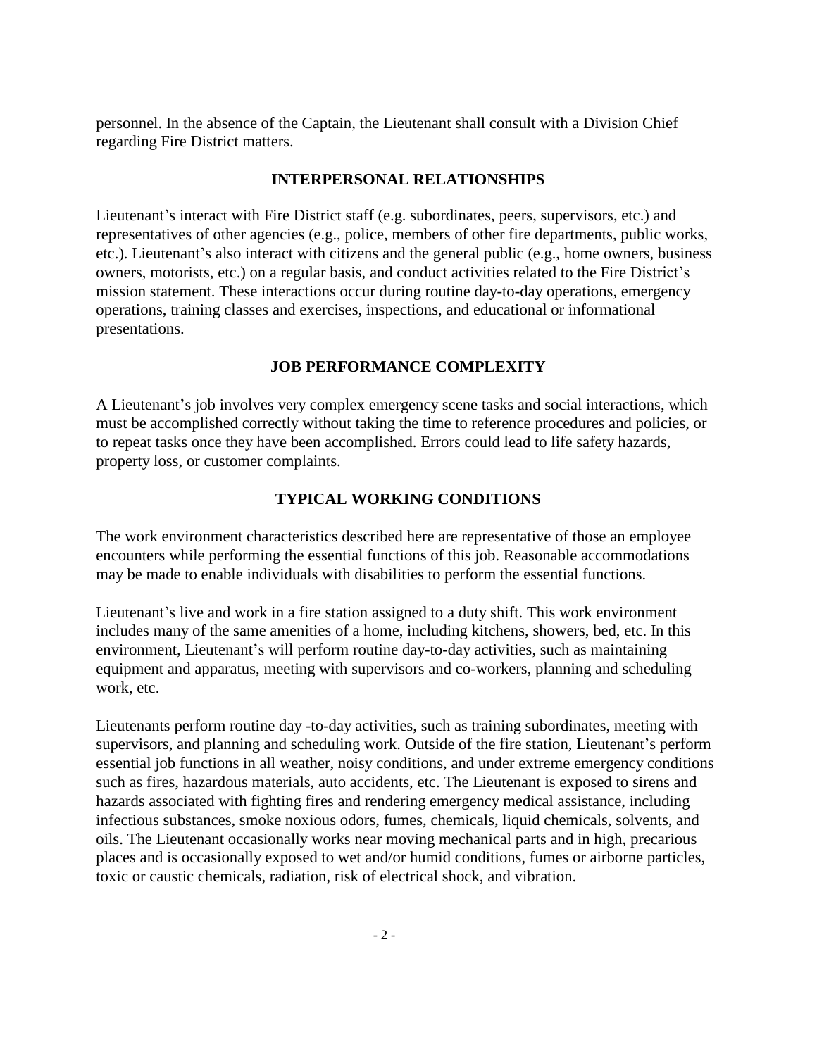personnel. In the absence of the Captain, the Lieutenant shall consult with a Division Chief regarding Fire District matters.

## INTERPERSONAL RELATIONSHIPS

Lieutenant's interact with Fire District staff (e.g. subordinates, peers, supervisors, etc.) and representatives of other agencies (e.g., police, members of other fire departments, public works, etc.). Lieutenant's also interact with citizens and the general public (e.g., home owners, business owners, motorists, etc.) on a regular basis, and conduct activities related to the Fire District's mission statement. These interactions occur during routine day-to-day operations, emergency operations, training classes and exercises, inspections, and educational or informational presentations.

## JOB PERFORMANCE COMPLEXITY

A Lieutenant's job involves very complex emergency scene tasks and social interactions, which must be accomplished correctly without taking the time to reference procedures and policies, or to repeat tasks once they have been accomplished. Errors could lead to life safety hazards, property loss, or customer complaints.

## TYPICAL WORKING CONDITIONS

The work environment characteristics described here are representative of those an employee encounters while performing the essential functions of this job. Reasonable accommodations may be made to enable individuals with disabilities to perform the essential functions.

Lieutenant's live and work in a fire station assigned to a duty shift. This work environment includes many of the same amenities of a home, including kitchens, showers, bed, etc. In this environment, Lieutenant's will perform routine day-to-day activities, such as maintaining equipment and apparatus, meeting with supervisors and co-workers, planning and scheduling work, etc.

Lieutenants perform routine day -to-day activities, such as training subordinates, meeting with supervisors, and planning and scheduling work. Outside of the fire station, Lieutenant's perform essential job functions in all weather, noisy conditions, and under extreme emergency conditions such as fires, hazardous materials, auto accidents, etc. The Lieutenant is exposed to sirens and hazards associated with fighting fires and rendering emergency medical assistance, including infectious substances, smoke noxious odors, fumes, chemicals, liquid chemicals, solvents, and oils. The Lieutenant occasionally works near moving mechanical parts and in high, precarious places and is occasionally exposed to wet and/or humid conditions, fumes or airborne particles, toxic or caustic chemicals, radiation, risk of electrical shock, and vibration.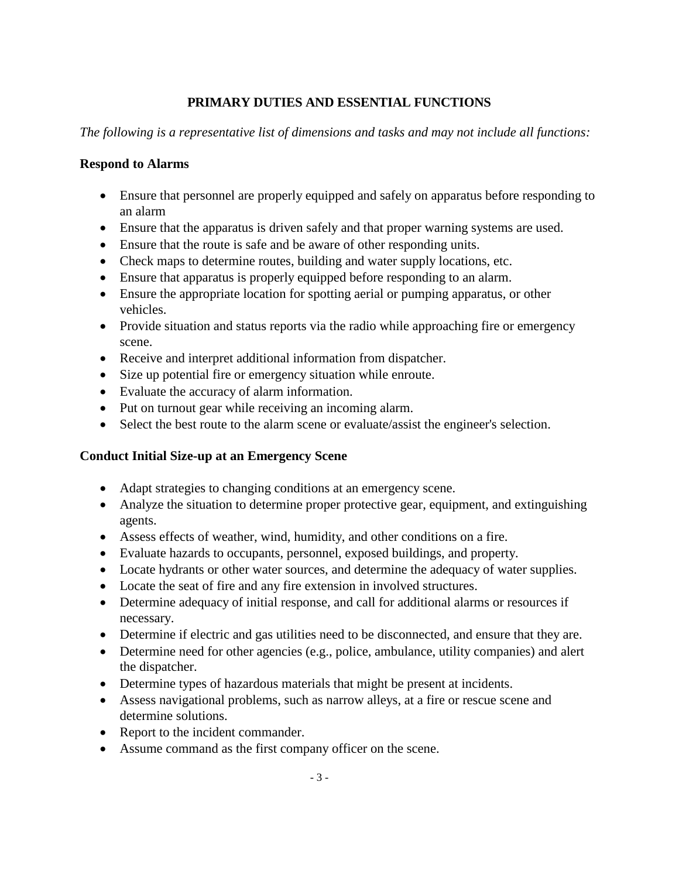## PRIMARY DUTIES AND ESSENTIAL FUNCTIONS

*The following is a representative list of dimensions and tasks and may not include all functions:*

### Respond to Alarms

- Ensure that personnel are properly equipped and safely on apparatus before responding to an alarm
- Ensure that the apparatus is driven safely and that proper warning systems are used.
- Ensure that the route is safe and be aware of other responding units.
- Check maps to determine routes, building and water supply locations, etc.
- Ensure that apparatus is properly equipped before responding to an alarm.
- Ensure the appropriate location for spotting aerial or pumping apparatus, or other vehicles.
- Provide situation and status reports via the radio while approaching fire or emergency scene.
- Receive and interpret additional information from dispatcher.
- Size up potential fire or emergency situation while enroute.
- Evaluate the accuracy of alarm information.
- Put on turnout gear while receiving an incoming alarm.
- Select the best route to the alarm scene or evaluate/assist the engineer's selection.

### Conduct Initial Size-up at an Emergency Scene

- Adapt strategies to changing conditions at an emergency scene.
- Analyze the situation to determine proper protective gear, equipment, and extinguishing agents.
- Assess effects of weather, wind, humidity, and other conditions on a fire.
- Evaluate hazards to occupants, personnel, exposed buildings, and property.
- Locate hydrants or other water sources, and determine the adequacy of water supplies.
- Locate the seat of fire and any fire extension in involved structures.
- Determine adequacy of initial response, and call for additional alarms or resources if necessary.
- Determine if electric and gas utilities need to be disconnected, and ensure that they are.
- Determine need for other agencies (e.g., police, ambulance, utility companies) and alert the dispatcher.
- Determine types of hazardous materials that might be present at incidents.
- Assess navigational problems, such as narrow alleys, at a fire or rescue scene and determine solutions.
- Report to the incident commander.
- Assume command as the first company officer on the scene.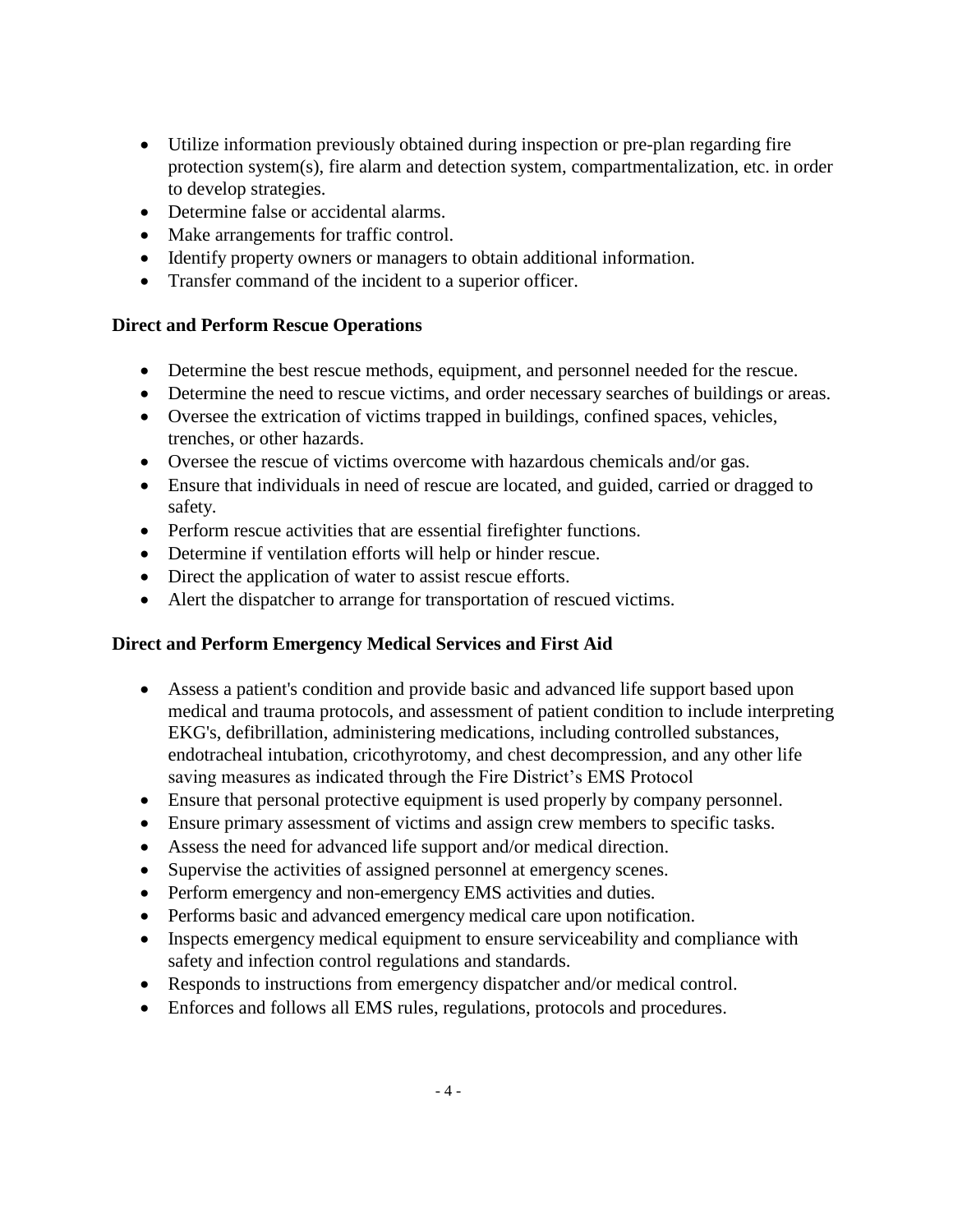- Utilize information previously obtained during inspection or pre-plan regarding fire protection system(s), fire alarm and detection system, compartmentalization, etc. in order to develop strategies.
- Determine false or accidental alarms.
- Make arrangements for traffic control.
- Identify property owners or managers to obtain additional information.
- Transfer command of the incident to a superior officer.

**Direct and Perform Rescue Operations**

- Determine the best rescue methods, equipment, and personnel needed for the rescue.
- Determine the need to rescue victims, and order necessary searches of buildings or areas.
- Oversee the extrication of victims trapped in buildings, confined spaces, vehicles, trenches, or other hazards.
- Oversee the rescue of victims overcome with hazardous chemicals and/or gas.
- Ensure that individuals in need of rescue are located, and guided, carried or dragged to safety.
- Perform rescue activities that are essential firefighter functions.
- Determine if ventilation efforts will help or hinder rescue.
- Direct the application of water to assist rescue efforts.
- Alert the dispatcher to arrange for transportation of rescued victims.

**Direct and Perform Emergency Medical Services and First Aid**

- Assess a patient's condition and provide basic and advanced life support based upon medical and trauma protocols, and assessment of patient condition to include interpreting EKG's, defibrillation, administering medications, including controlled substances, endotracheal intubation, cricothyrotomy, and chest decompression, and any other life saving measures as indicated through the Fire District's EMS Protocol
- Ensure that personal protective equipment is used properly by company personnel.
- Ensure primary assessment of victims and assign crew members to specific tasks.
- Assess the need for advanced life support and/or medical direction.
- Supervise the activities of assigned personnel at emergency scenes.
- Perform emergency and non-emergency EMS activities and duties.
- Performs basic and advanced emergency medical care upon notification.
- Inspects emergency medical equipment to ensure serviceability and compliance with safety and infection control regulations and standards.
- Responds to instructions from emergency dispatcher and/or medical control.
- Enforces and follows all EMS rules, regulations, protocols and procedures.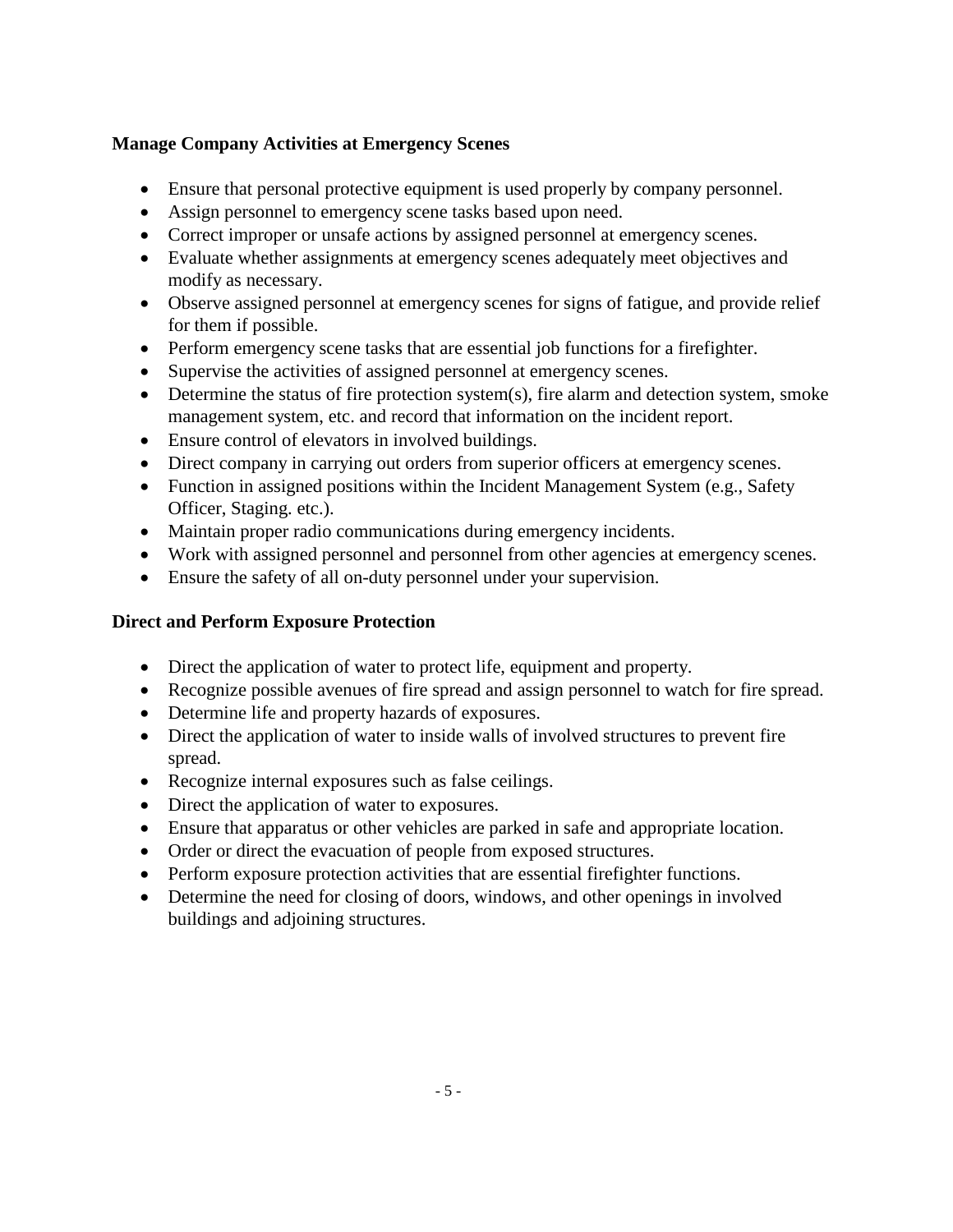**Manage Company Activities at Emergency Scenes**

- Ensure that personal protective equipment is used properly by company personnel.
- Assign personnel to emergency scene tasks based upon need.
- Correct improper or unsafe actions by assigned personnel at emergency scenes.
- Evaluate whether assignments at emergency scenes adequately meet objectives and modify as necessary.
- Observe assigned personnel at emergency scenes for signs of fatigue, and provide relief for them if possible.
- Perform emergency scene tasks that are essential job functions for a firefighter.
- Supervise the activities of assigned personnel at emergency scenes.
- Determine the status of fire protection system(s), fire alarm and detection system, smoke management system, etc. and record that information on the incident report.
- Ensure control of elevators in involved buildings.
- Direct company in carrying out orders from superior officers at emergency scenes.
- Function in assigned positions within the Incident Management System (e.g., Safety Officer, Staging. etc.).
- Maintain proper radio communications during emergency incidents.
- Work with assigned personnel and personnel from other agencies at emergency scenes.
- Ensure the safety of all on-duty personnel under your supervision.

**Direct and Perform Exposure Protection**

- Direct the application of water to protect life, equipment and property.
- Recognize possible avenues of fire spread and assign personnel to watch for fire spread.
- Determine life and property hazards of exposures.
- Direct the application of water to inside walls of involved structures to prevent fire spread.
- Recognize internal exposures such as false ceilings.
- Direct the application of water to exposures.
- Ensure that apparatus or other vehicles are parked in safe and appropriate location.
- Order or direct the evacuation of people from exposed structures.
- Perform exposure protection activities that are essential firefighter functions.
- Determine the need for closing of doors, windows, and other openings in involved buildings and adjoining structures.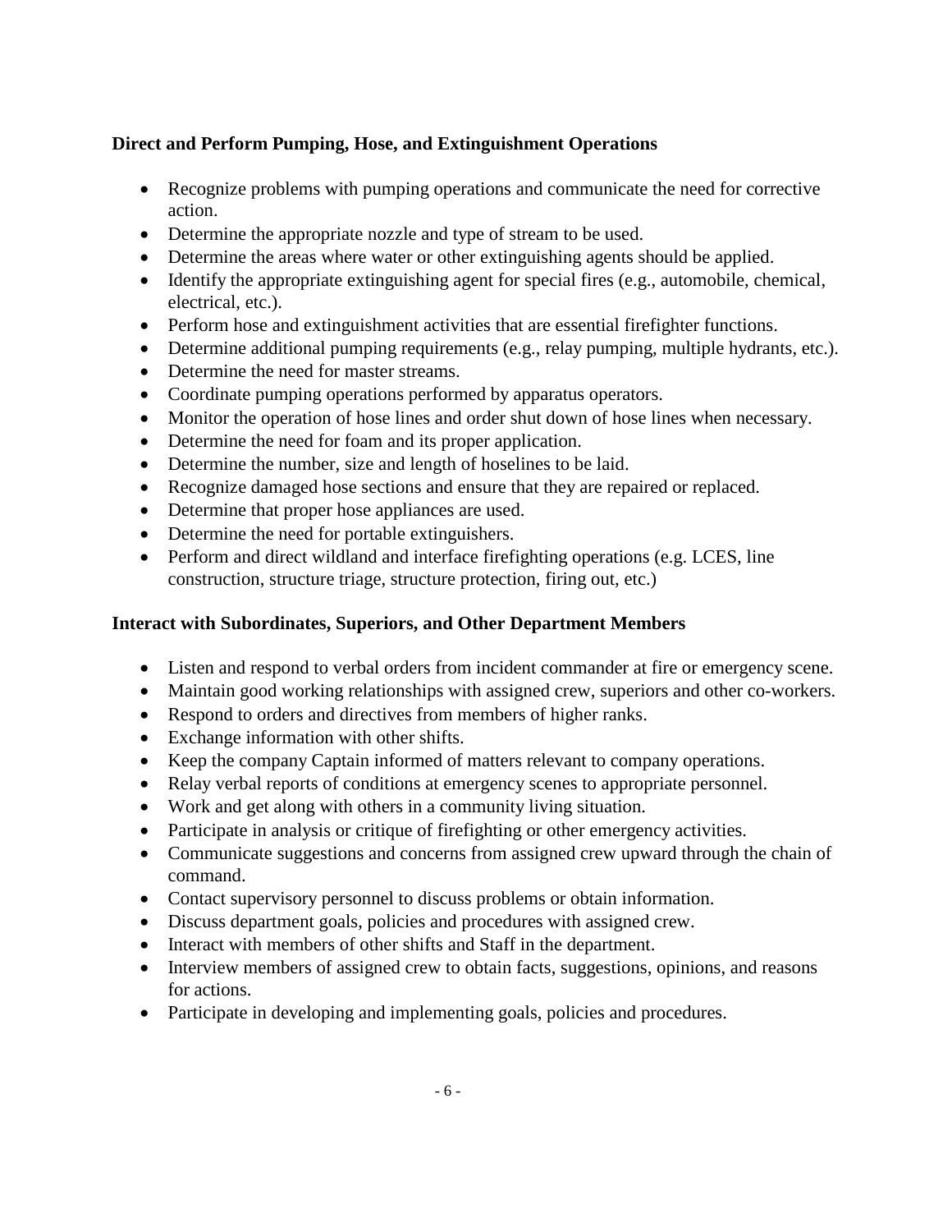**Direct and Perform Pumping, Hose, and Extinguishment Operations**

- Recognize problems with pumping operations and communicate the need for corrective action.
- Determine the appropriate nozzle and type of stream to be used.
- Determine the areas where water or other extinguishing agents should be applied.
- Identify the appropriate extinguishing agent for special fires (e.g., automobile, chemical, electrical, etc.).
- Perform hose and extinguishment activities that are essential firefighter functions.
- Determine additional pumping requirements (e.g., relay pumping, multiple hydrants, etc.).
- Determine the need for master streams.
- Coordinate pumping operations performed by apparatus operators.
- Monitor the operation of hose lines and order shut down of hose lines when necessary.
- Determine the need for foam and its proper application.
- Determine the number, size and length of hoselines to be laid.
- Recognize damaged hose sections and ensure that they are repaired or replaced.
- Determine that proper hose appliances are used.
- Determine the need for portable extinguishers.
- Perform and direct wildland and interface firefighting operations (e.g. LCES, line construction, structure triage, structure protection, firing out, etc.)

**Interact with Subordinates, Superiors, and Other Department Members**

- Listen and respond to verbal orders from incident commander at fire or emergency scene.
- Maintain good working relationships with assigned crew, superiors and other co-workers.
- Respond to orders and directives from members of higher ranks.
- Exchange information with other shifts.
- Keep the company Captain informed of matters relevant to company operations.
- Relay verbal reports of conditions at emergency scenes to appropriate personnel.
- Work and get along with others in a community living situation.
- Participate in analysis or critique of firefighting or other emergency activities.
- Communicate suggestions and concerns from assigned crew upward through the chain of command.
- Contact supervisory personnel to discuss problems or obtain information.
- Discuss department goals, policies and procedures with assigned crew.
- Interact with members of other shifts and Staff in the department.
- Interview members of assigned crew to obtain facts, suggestions, opinions, and reasons for actions.
- Participate in developing and implementing goals, policies and procedures.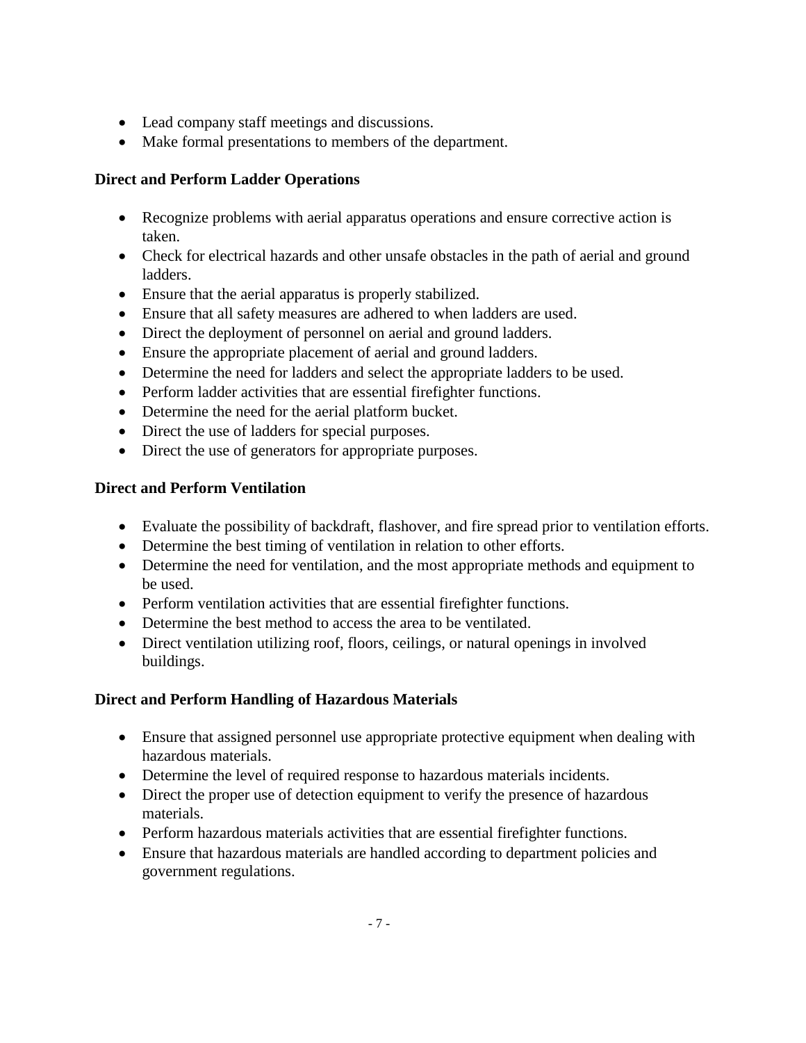- Lead company staff meetings and discussions.
- Make formal presentations to members of the department.

**Direct and Perform Ladder Operations**

- Recognize problems with aerial apparatus operations and ensure corrective action is taken.
- Check for electrical hazards and other unsafe obstacles in the path of aerial and ground ladders.
- Ensure that the aerial apparatus is properly stabilized.
- Ensure that all safety measures are adhered to when ladders are used.
- Direct the deployment of personnel on aerial and ground ladders.
- Ensure the appropriate placement of aerial and ground ladders.
- Determine the need for ladders and select the appropriate ladders to be used.
- Perform ladder activities that are essential firefighter functions.
- Determine the need for the aerial platform bucket.
- Direct the use of ladders for special purposes.
- Direct the use of generators for appropriate purposes.

**Direct and Perform Ventilation**

- Evaluate the possibility of backdraft, flashover, and fire spread prior to ventilation efforts.
- Determine the best timing of ventilation in relation to other efforts.
- Determine the need for ventilation, and the most appropriate methods and equipment to be used.
- Perform ventilation activities that are essential firefighter functions.
- Determine the best method to access the area to be ventilated.
- Direct ventilation utilizing roof, floors, ceilings, or natural openings in involved buildings.

**Direct and Perform Handling of Hazardous Materials**

- Ensure that assigned personnel use appropriate protective equipment when dealing with hazardous materials.
- Determine the level of required response to hazardous materials incidents.
- Direct the proper use of detection equipment to verify the presence of hazardous materials.
- Perform hazardous materials activities that are essential firefighter functions.
- Ensure that hazardous materials are handled according to department policies and government regulations.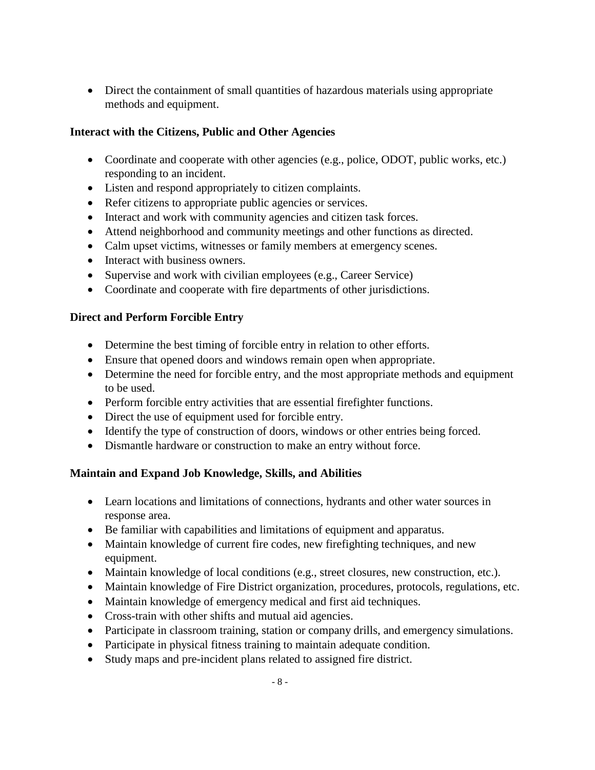- Direct the containment of small quantities of hazardous materials using appropriate methods and equipment.

**Interact with the Citizens, Public and Other Agencies**

- Coordinate and cooperate with other agencies (e.g., police, ODOT, public works, etc.) responding to an incident.
- Listen and respond appropriately to citizen complaints.
- Refer citizens to appropriate public agencies or services.
- Interact and work with community agencies and citizen task forces.
- Attend neighborhood and community meetings and other functions as directed.
- Calm upset victims, witnesses or family members at emergency scenes.
- Interact with business owners.
- Supervise and work with civilian employees (e.g., Career Service)
- Coordinate and cooperate with fire departments of other jurisdictions.

**Direct and Perform Forcible Entry**

- Determine the best timing of forcible entry in relation to other efforts.
- Ensure that opened doors and windows remain open when appropriate.
- Determine the need for forcible entry, and the most appropriate methods and equipment to be used.
- Perform forcible entry activities that are essential firefighter functions.
- Direct the use of equipment used for forcible entry.
- Identify the type of construction of doors, windows or other entries being forced.
- Dismantle hardware or construction to make an entry without force.

**Maintain and Expand Job Knowledge, Skills, and Abilities**

- Learn locations and limitations of connections, hydrants and other water sources in response area.
- Be familiar with capabilities and limitations of equipment and apparatus.
- Maintain knowledge of current fire codes, new firefighting techniques, and new equipment.
- Maintain knowledge of local conditions (e.g., street closures, new construction, etc.).
- Maintain knowledge of Fire District organization, procedures, protocols, regulations, etc.
- Maintain knowledge of emergency medical and first aid techniques.
- Cross-train with other shifts and mutual aid agencies.
- Participate in classroom training, station or company drills, and emergency simulations.
- Participate in physical fitness training to maintain adequate condition.
- Study maps and pre-incident plans related to assigned fire district.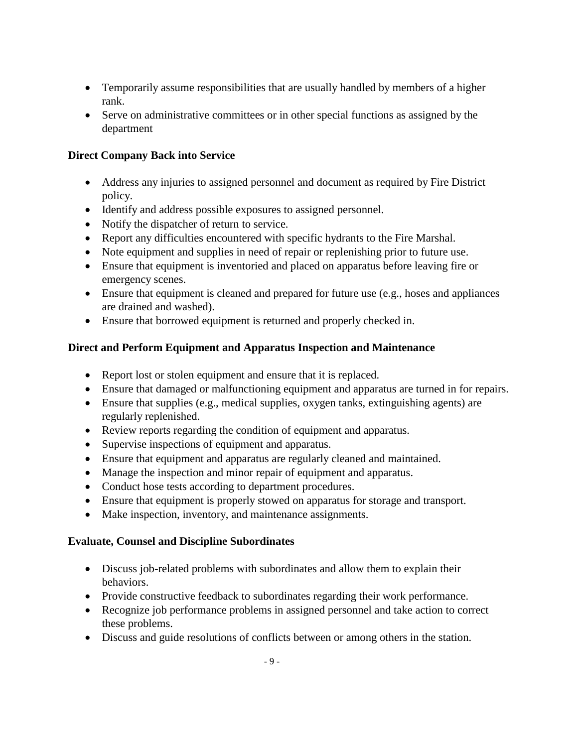- Temporarily assume responsibilities that are usually handled by members of a higher rank.
- Serve on administrative committees or in other special functions as assigned by the department

**Direct Company Back into Service**

- Address any injuries to assigned personnel and document as required by Fire District policy.
- Identify and address possible exposures to assigned personnel.
- Notify the dispatcher of return to service.
- Report any difficulties encountered with specific hydrants to the Fire Marshal.
- Note equipment and supplies in need of repair or replenishing prior to future use.
- Ensure that equipment is inventoried and placed on apparatus before leaving fire or emergency scenes.
- Ensure that equipment is cleaned and prepared for future use (e.g., hoses and appliances are drained and washed).
- Ensure that borrowed equipment is returned and properly checked in.

**Direct and Perform Equipment and Apparatus Inspection and Maintenance**

- Report lost or stolen equipment and ensure that it is replaced.
- Ensure that damaged or malfunctioning equipment and apparatus are turned in for repairs.
- Ensure that supplies (e.g., medical supplies, oxygen tanks, extinguishing agents) are regularly replenished.
- Review reports regarding the condition of equipment and apparatus.
- Supervise inspections of equipment and apparatus.
- Ensure that equipment and apparatus are regularly cleaned and maintained.
- Manage the inspection and minor repair of equipment and apparatus.
- Conduct hose tests according to department procedures.
- Ensure that equipment is properly stowed on apparatus for storage and transport.
- Make inspection, inventory, and maintenance assignments.

**Evaluate, Counsel and Discipline Subordinates**

- Discuss job-related problems with subordinates and allow them to explain their behaviors.
- Provide constructive feedback to subordinates regarding their work performance.
- Recognize job performance problems in assigned personnel and take action to correct these problems.
- Discuss and guide resolutions of conflicts between or among others in the station.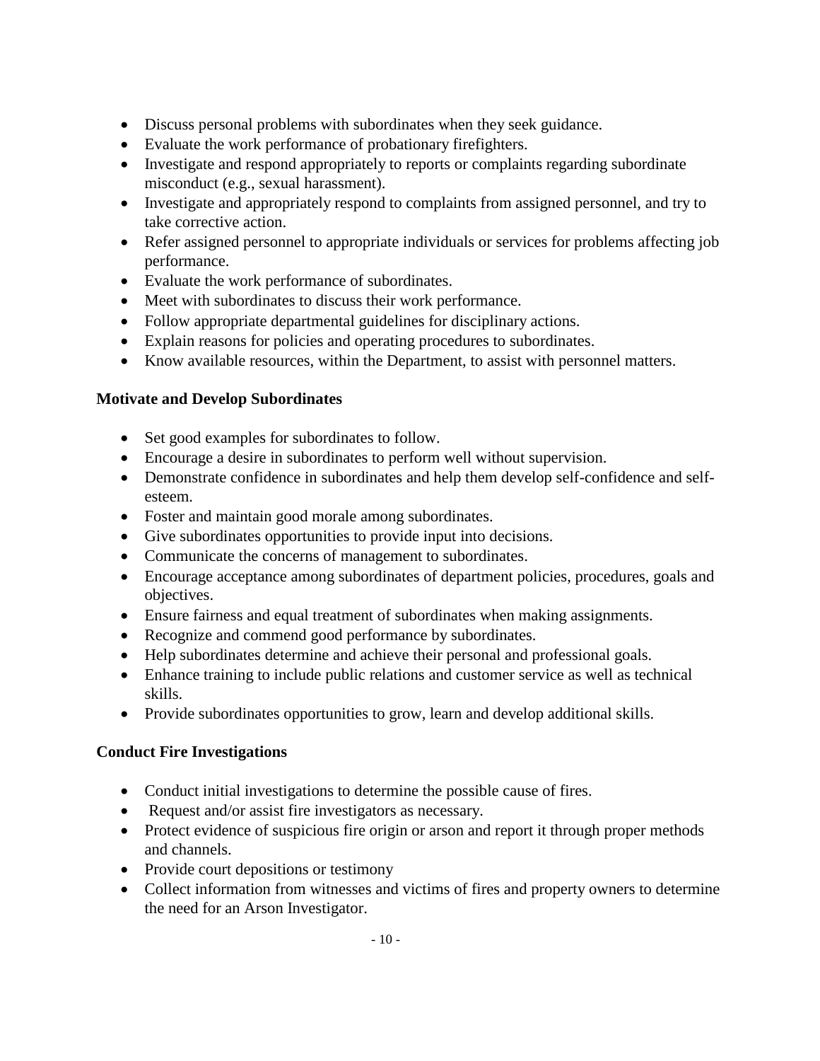- Discuss personal problems with subordinates when they seek guidance.
- Evaluate the work performance of probationary firefighters.
- Investigate and respond appropriately to reports or complaints regarding subordinate misconduct (e.g., sexual harassment).
- Investigate and appropriately respond to complaints from assigned personnel, and try to take corrective action.
- Refer assigned personnel to appropriate individuals or services for problems affecting job performance.
- Evaluate the work performance of subordinates.
- Meet with subordinates to discuss their work performance.
- Follow appropriate departmental guidelines for disciplinary actions.
- Explain reasons for policies and operating procedures to subordinates.
- Know available resources, within the Department, to assist with personnel matters.

**Motivate and Develop Subordinates**

- Set good examples for subordinates to follow.
- Encourage a desire in subordinates to perform well without supervision.
- Demonstrate confidence in subordinates and help them develop self-confidence and self-esteem.
- Foster and maintain good morale among subordinates.
- Give subordinates opportunities to provide input into decisions.
- Communicate the concerns of management to subordinates.
- Encourage acceptance among subordinates of department policies, procedures, goals and objectives.
- Ensure fairness and equal treatment of subordinates when making assignments.
- Recognize and commend good performance by subordinates.
- Help subordinates determine and achieve their personal and professional goals.
- Enhance training to include public relations and customer service as well as technical skills.
- Provide subordinates opportunities to grow, learn and develop additional skills.

**Conduct Fire Investigations**

- Conduct initial investigations to determine the possible cause of fires.
- Request and/or assist fire investigators as necessary.
- Protect evidence of suspicious fire origin or arson and report it through proper methods and channels.
- Provide court depositions or testimony
- Collect information from witnesses and victims of fires and property owners to determine the need for an Arson Investigator.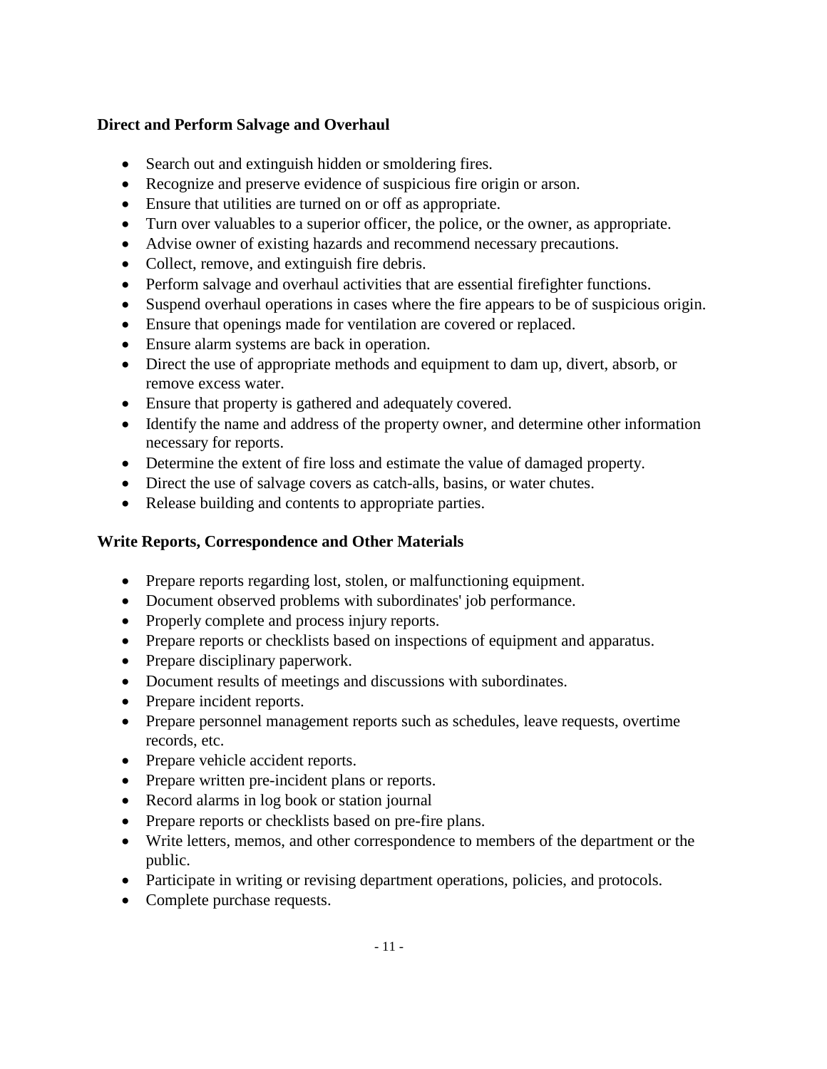**Direct and Perform Salvage and Overhaul**

- Search out and extinguish hidden or smoldering fires.
- Recognize and preserve evidence of suspicious fire origin or arson.
- Ensure that utilities are turned on or off as appropriate.
- Turn over valuables to a superior officer, the police, or the owner, as appropriate.
- Advise owner of existing hazards and recommend necessary precautions.
- Collect, remove, and extinguish fire debris.
- Perform salvage and overhaul activities that are essential firefighter functions.
- Suspend overhaul operations in cases where the fire appears to be of suspicious origin.
- Ensure that openings made for ventilation are covered or replaced.
- Ensure alarm systems are back in operation.
- Direct the use of appropriate methods and equipment to dam up, divert, absorb, or remove excess water.
- Ensure that property is gathered and adequately covered.
- Identify the name and address of the property owner, and determine other information necessary for reports.
- Determine the extent of fire loss and estimate the value of damaged property.
- Direct the use of salvage covers as catch-alls, basins, or water chutes.
- Release building and contents to appropriate parties.

**Write Reports, Correspondence and Other Materials**

- Prepare reports regarding lost, stolen, or malfunctioning equipment.
- Document observed problems with subordinates' job performance.
- Properly complete and process injury reports.
- Prepare reports or checklists based on inspections of equipment and apparatus.
- Prepare disciplinary paperwork.
- Document results of meetings and discussions with subordinates.
- Prepare incident reports.
- Prepare personnel management reports such as schedules, leave requests, overtime records, etc.
- Prepare vehicle accident reports.
- Prepare written pre-incident plans or reports.
- Record alarms in log book or station journal
- Prepare reports or checklists based on pre-fire plans.
- Write letters, memos, and other correspondence to members of the department or the public.
- Participate in writing or revising department operations, policies, and protocols.
- Complete purchase requests.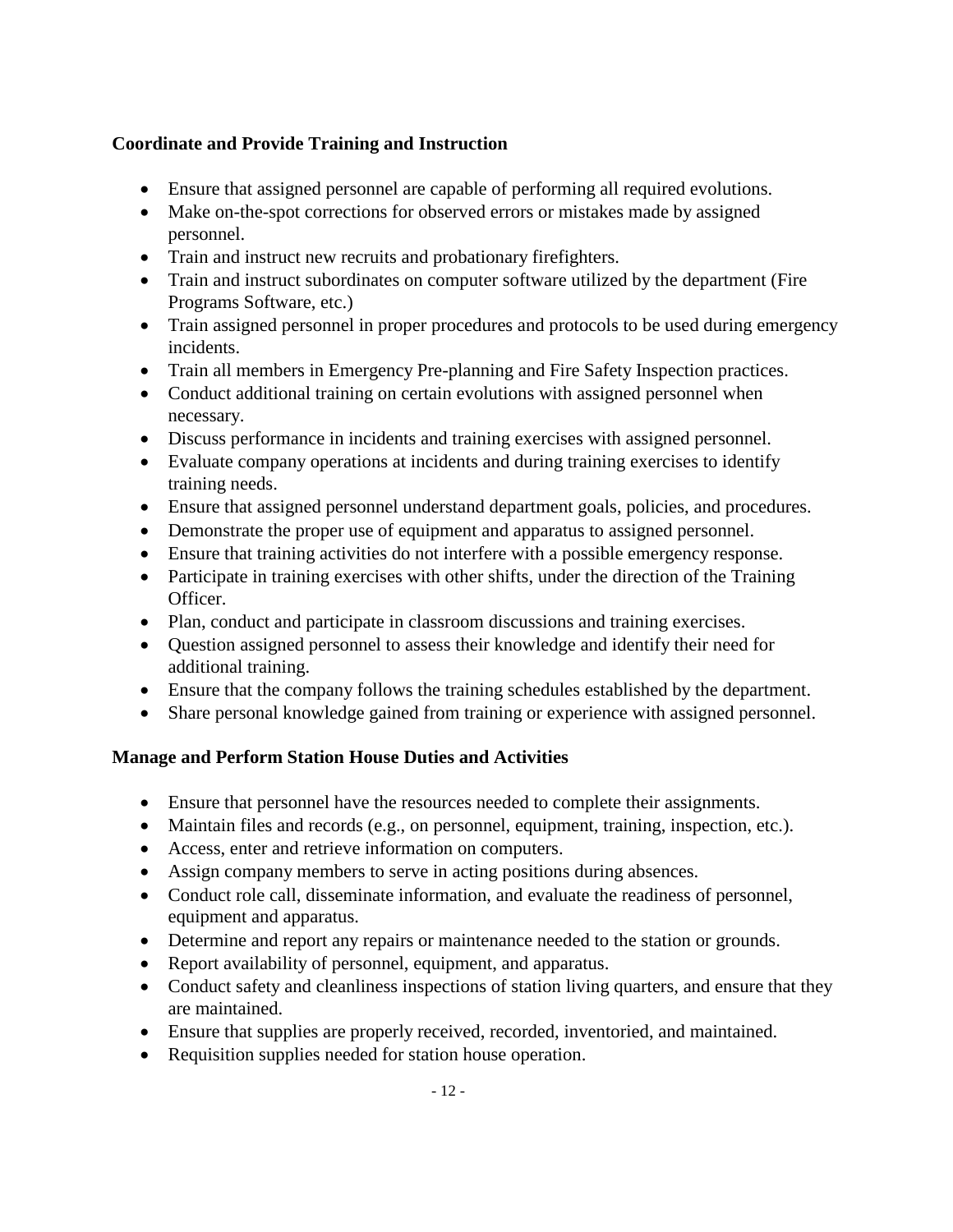**Coordinate and Provide Training and Instruction**

- Ensure that assigned personnel are capable of performing all required evolutions.
- Make on-the-spot corrections for observed errors or mistakes made by assigned personnel.
- Train and instruct new recruits and probationary firefighters.
- Train and instruct subordinates on computer software utilized by the department (Fire Programs Software, etc.)
- Train assigned personnel in proper procedures and protocols to be used during emergency incidents.
- Train all members in Emergency Pre-planning and Fire Safety Inspection practices.
- Conduct additional training on certain evolutions with assigned personnel when necessary.
- Discuss performance in incidents and training exercises with assigned personnel.
- Evaluate company operations at incidents and during training exercises to identify training needs.
- Ensure that assigned personnel understand department goals, policies, and procedures.
- Demonstrate the proper use of equipment and apparatus to assigned personnel.
- Ensure that training activities do not interfere with a possible emergency response.
- Participate in training exercises with other shifts, under the direction of the Training Officer.
- Plan, conduct and participate in classroom discussions and training exercises.
- Question assigned personnel to assess their knowledge and identify their need for additional training.
- Ensure that the company follows the training schedules established by the department.
- Share personal knowledge gained from training or experience with assigned personnel.

**Manage and Perform Station House Duties and Activities**

- Ensure that personnel have the resources needed to complete their assignments.
- Maintain files and records (e.g., on personnel, equipment, training, inspection, etc.).
- Access, enter and retrieve information on computers.
- Assign company members to serve in acting positions during absences.
- Conduct role call, disseminate information, and evaluate the readiness of personnel, equipment and apparatus.
- Determine and report any repairs or maintenance needed to the station or grounds.
- Report availability of personnel, equipment, and apparatus.
- Conduct safety and cleanliness inspections of station living quarters, and ensure that they are maintained.
- Ensure that supplies are properly received, recorded, inventoried, and maintained.
- Requisition supplies needed for station house operation.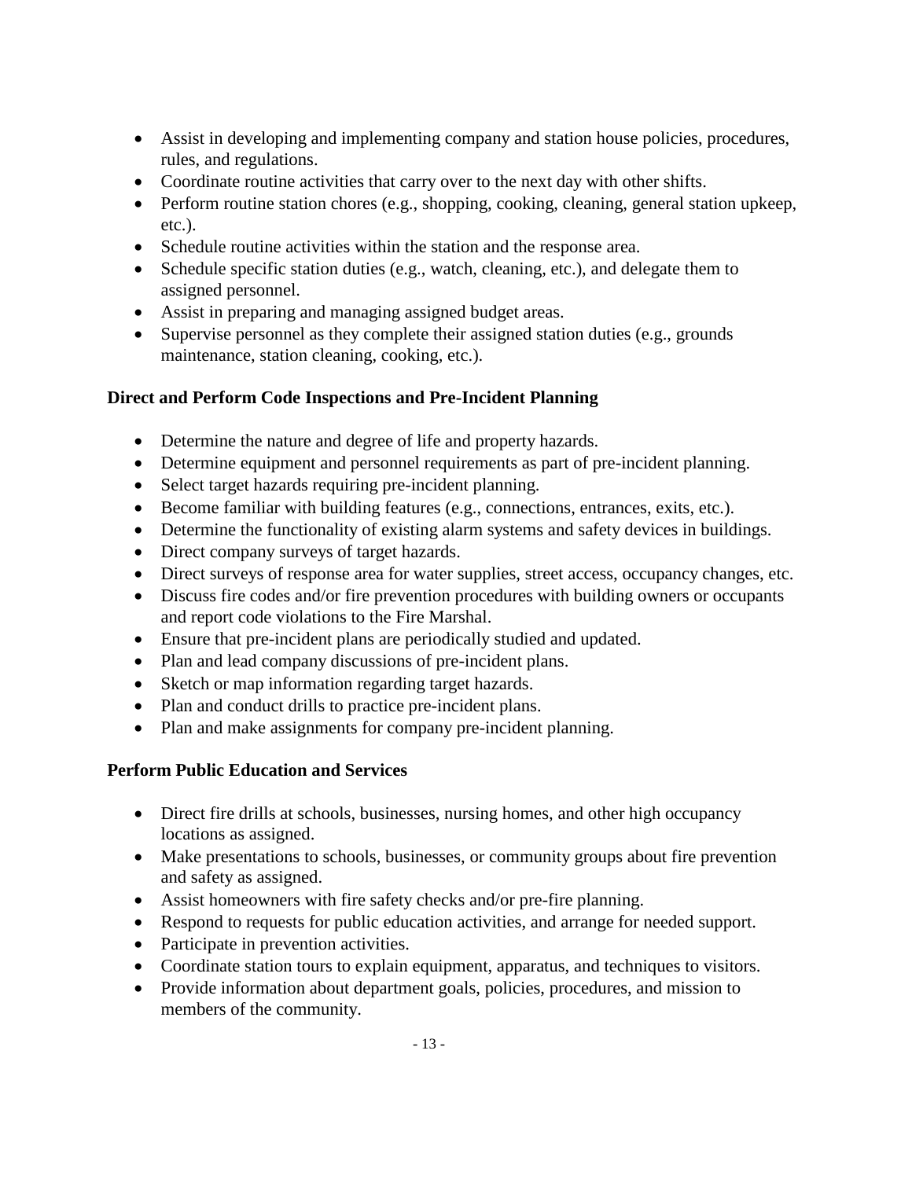- Assist in developing and implementing company and station house policies, procedures, rules, and regulations.
- Coordinate routine activities that carry over to the next day with other shifts.
- Perform routine station chores (e.g., shopping, cooking, cleaning, general station upkeep, etc.).
- Schedule routine activities within the station and the response area.
- Schedule specific station duties (e.g., watch, cleaning, etc.), and delegate them to assigned personnel.
- Assist in preparing and managing assigned budget areas.
- Supervise personnel as they complete their assigned station duties (e.g., grounds maintenance, station cleaning, cooking, etc.).

**Direct and Perform Code Inspections and Pre-Incident Planning**

- Determine the nature and degree of life and property hazards.
- Determine equipment and personnel requirements as part of pre-incident planning.
- Select target hazards requiring pre-incident planning.
- Become familiar with building features (e.g., connections, entrances, exits, etc.).
- Determine the functionality of existing alarm systems and safety devices in buildings.
- Direct company surveys of target hazards.
- Direct surveys of response area for water supplies, street access, occupancy changes, etc.
- Discuss fire codes and/or fire prevention procedures with building owners or occupants and report code violations to the Fire Marshal.
- Ensure that pre-incident plans are periodically studied and updated.
- Plan and lead company discussions of pre-incident plans.
- Sketch or map information regarding target hazards.
- Plan and conduct drills to practice pre-incident plans.
- Plan and make assignments for company pre-incident planning.

**Perform Public Education and Services**

- Direct fire drills at schools, businesses, nursing homes, and other high occupancy locations as assigned.
- Make presentations to schools, businesses, or community groups about fire prevention and safety as assigned.
- Assist homeowners with fire safety checks and/or pre-fire planning.
- Respond to requests for public education activities, and arrange for needed support.
- Participate in prevention activities.
- Coordinate station tours to explain equipment, apparatus, and techniques to visitors.
- Provide information about department goals, policies, procedures, and mission to members of the community.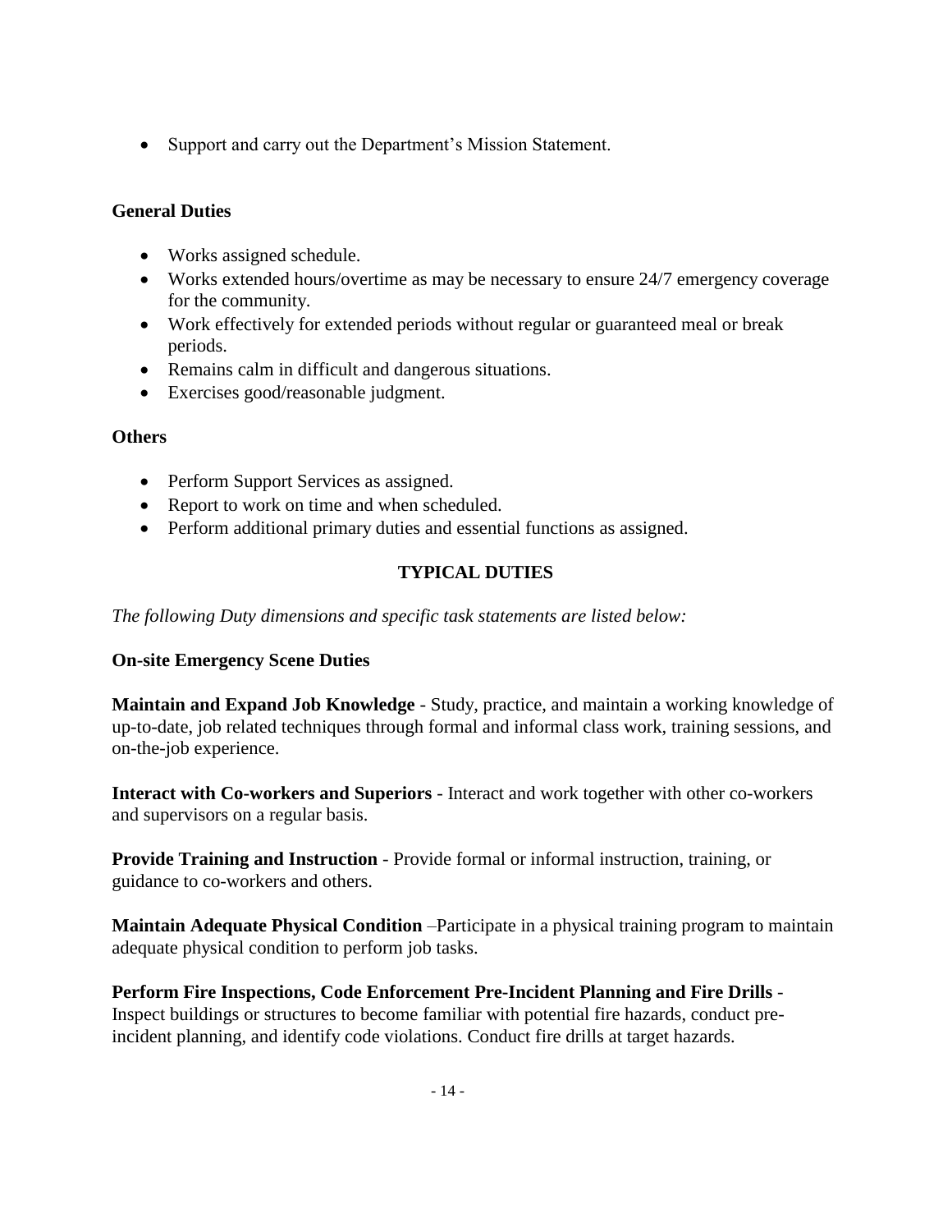- Support and carry out the Department's Mission Statement.

**General Duties**

- Works assigned schedule.
- Works extended hours/overtime as may be necessary to ensure 24/7 emergency coverage for the community.
- Work effectively for extended periods without regular or guaranteed meal or break periods.
- Remains calm in difficult and dangerous situations.
- Exercises good/reasonable judgment.

**Others**

- Perform Support Services as assigned.
- Report to work on time and when scheduled.
- Perform additional primary duties and essential functions as assigned.

## TYPICAL DUTIES

*The following Duty dimensions and specific task statements are listed below:*

**On-site Emergency Scene Duties**

**Maintain and Expand Job Knowledge** - Study, practice, and maintain a working knowledge of up-to-date, job related techniques through formal and informal class work, training sessions, and on-the-job experience.

**Interact with Co-workers and Superiors** - Interact and work together with other co-workers and supervisors on a regular basis.

**Provide Training and Instruction** - Provide formal or informal instruction, training, or guidance to co-workers and others.

**Maintain Adequate Physical Condition** –Participate in a physical training program to maintain adequate physical condition to perform job tasks.

**Perform Fire Inspections, Code Enforcement Pre-Incident Planning and Fire Drills** - Inspect buildings or structures to become familiar with potential fire hazards, conduct pre-incident planning, and identify code violations. Conduct fire drills at target hazards.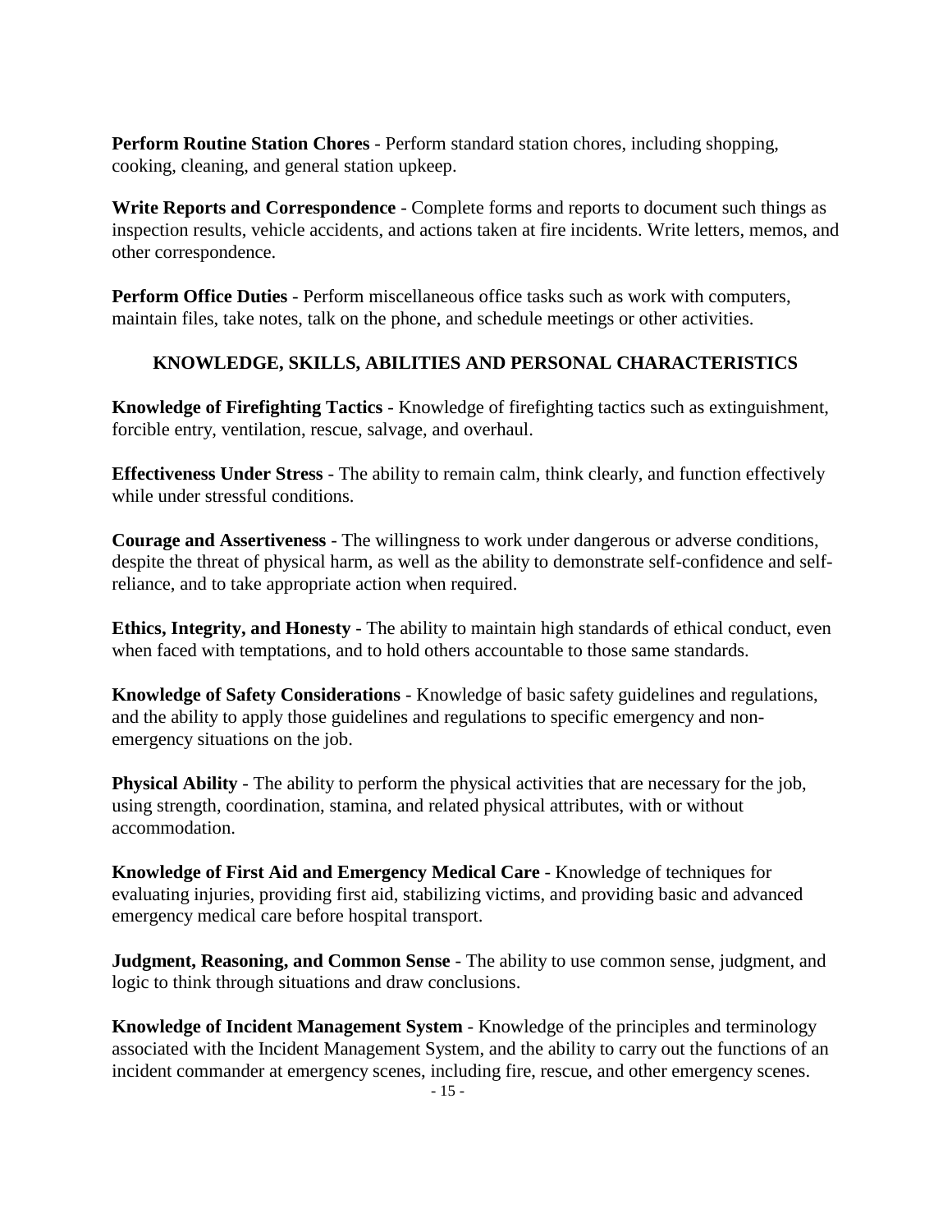**Perform Routine Station Chores** - Perform standard station chores, including shopping, cooking, cleaning, and general station upkeep.

**Write Reports and Correspondence** - Complete forms and reports to document such things as inspection results, vehicle accidents, and actions taken at fire incidents. Write letters, memos, and other correspondence.

**Perform Office Duties** - Perform miscellaneous office tasks such as work with computers, maintain files, take notes, talk on the phone, and schedule meetings or other activities.

## KNOWLEDGE, SKILLS, ABILITIES AND PERSONAL CHARACTERISTICS

**Knowledge of Firefighting Tactics** - Knowledge of firefighting tactics such as extinguishment, forcible entry, ventilation, rescue, salvage, and overhaul.

**Effectiveness Under Stress** - The ability to remain calm, think clearly, and function effectively while under stressful conditions.

**Courage and Assertiveness** - The willingness to work under dangerous or adverse conditions, despite the threat of physical harm, as well as the ability to demonstrate self-confidence and self-reliance, and to take appropriate action when required.

**Ethics, Integrity, and Honesty** - The ability to maintain high standards of ethical conduct, even when faced with temptations, and to hold others accountable to those same standards.

**Knowledge of Safety Considerations** - Knowledge of basic safety guidelines and regulations, and the ability to apply those guidelines and regulations to specific emergency and non-emergency situations on the job.

**Physical Ability** - The ability to perform the physical activities that are necessary for the job, using strength, coordination, stamina, and related physical attributes, with or without accommodation.

**Knowledge of First Aid and Emergency Medical Care** - Knowledge of techniques for evaluating injuries, providing first aid, stabilizing victims, and providing basic and advanced emergency medical care before hospital transport.

**Judgment, Reasoning, and Common Sense** - The ability to use common sense, judgment, and logic to think through situations and draw conclusions.

**Knowledge of Incident Management System** - Knowledge of the principles and terminology associated with the Incident Management System, and the ability to carry out the functions of an incident commander at emergency scenes, including fire, rescue, and other emergency scenes.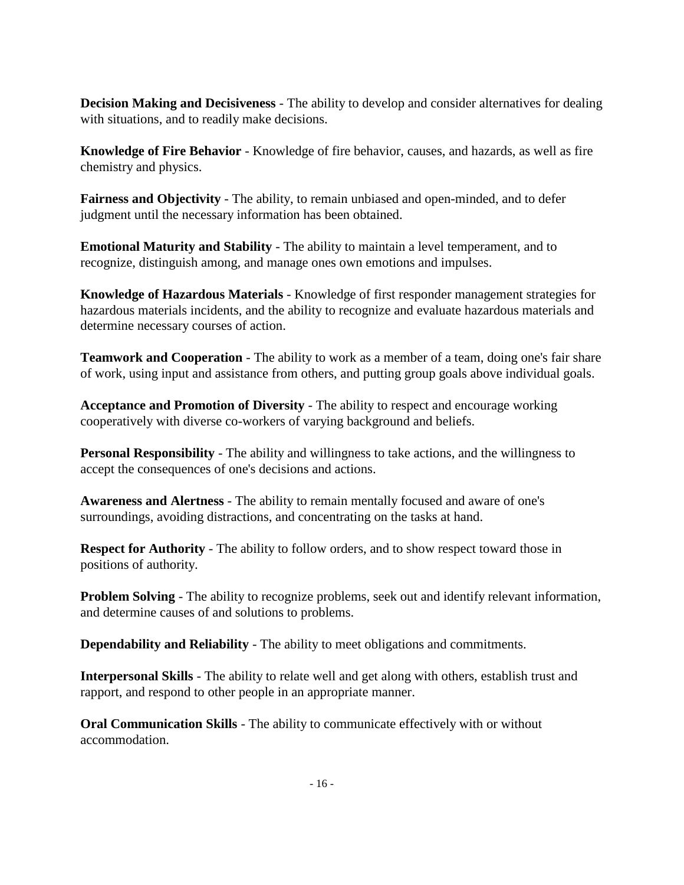**Decision Making and Decisiveness** - The ability to develop and consider alternatives for dealing with situations, and to readily make decisions.

**Knowledge of Fire Behavior** - Knowledge of fire behavior, causes, and hazards, as well as fire chemistry and physics.

**Fairness and Objectivity** - The ability, to remain unbiased and open-minded, and to defer judgment until the necessary information has been obtained.

**Emotional Maturity and Stability** - The ability to maintain a level temperament, and to recognize, distinguish among, and manage ones own emotions and impulses.

**Knowledge of Hazardous Materials** - Knowledge of first responder management strategies for hazardous materials incidents, and the ability to recognize and evaluate hazardous materials and determine necessary courses of action.

**Teamwork and Cooperation** - The ability to work as a member of a team, doing one's fair share of work, using input and assistance from others, and putting group goals above individual goals.

**Acceptance and Promotion of Diversity** - The ability to respect and encourage working cooperatively with diverse co-workers of varying background and beliefs.

**Personal Responsibility** - The ability and willingness to take actions, and the willingness to accept the consequences of one's decisions and actions.

**Awareness and Alertness** - The ability to remain mentally focused and aware of one's surroundings, avoiding distractions, and concentrating on the tasks at hand.

**Respect for Authority** - The ability to follow orders, and to show respect toward those in positions of authority.

**Problem Solving** - The ability to recognize problems, seek out and identify relevant information, and determine causes of and solutions to problems.

**Dependability and Reliability** - The ability to meet obligations and commitments.

**Interpersonal Skills** - The ability to relate well and get along with others, establish trust and rapport, and respond to other people in an appropriate manner.

**Oral Communication Skills** - The ability to communicate effectively with or without accommodation.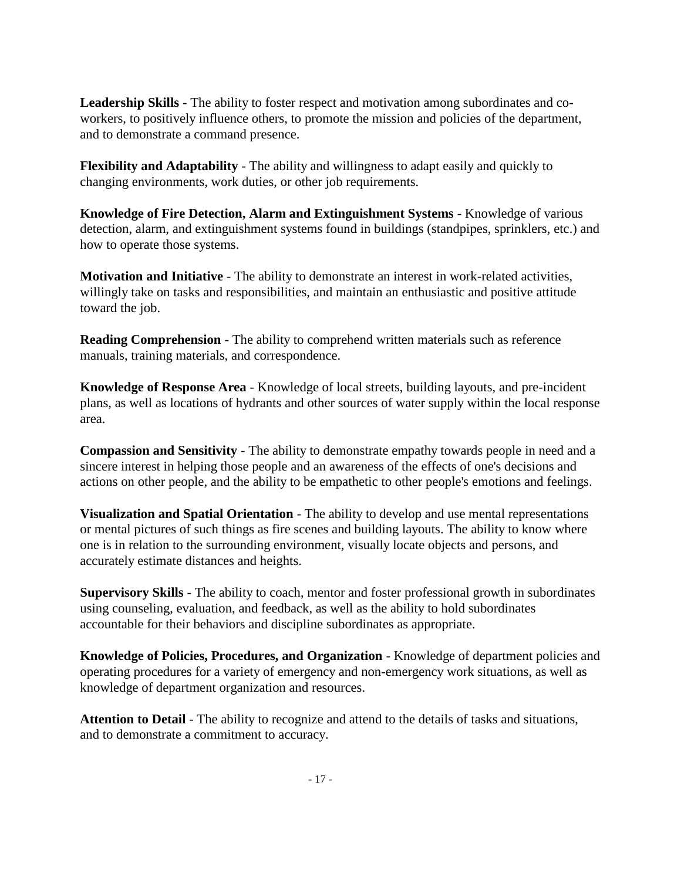**Leadership Skills** - The ability to foster respect and motivation among subordinates and co-workers, to positively influence others, to promote the mission and policies of the department, and to demonstrate a command presence.

**Flexibility and Adaptability** - The ability and willingness to adapt easily and quickly to changing environments, work duties, or other job requirements.

**Knowledge of Fire Detection, Alarm and Extinguishment Systems** - Knowledge of various detection, alarm, and extinguishment systems found in buildings (standpipes, sprinklers, etc.) and how to operate those systems.

**Motivation and Initiative** - The ability to demonstrate an interest in work-related activities, willingly take on tasks and responsibilities, and maintain an enthusiastic and positive attitude toward the job.

**Reading Comprehension** - The ability to comprehend written materials such as reference manuals, training materials, and correspondence.

**Knowledge of Response Area** - Knowledge of local streets, building layouts, and pre-incident plans, as well as locations of hydrants and other sources of water supply within the local response area.

**Compassion and Sensitivity** - The ability to demonstrate empathy towards people in need and a sincere interest in helping those people and an awareness of the effects of one's decisions and actions on other people, and the ability to be empathetic to other people's emotions and feelings.

**Visualization and Spatial Orientation** - The ability to develop and use mental representations or mental pictures of such things as fire scenes and building layouts. The ability to know where one is in relation to the surrounding environment, visually locate objects and persons, and accurately estimate distances and heights.

**Supervisory Skills** - The ability to coach, mentor and foster professional growth in subordinates using counseling, evaluation, and feedback, as well as the ability to hold subordinates accountable for their behaviors and discipline subordinates as appropriate.

**Knowledge of Policies, Procedures, and Organization** - Knowledge of department policies and operating procedures for a variety of emergency and non-emergency work situations, as well as knowledge of department organization and resources.

**Attention to Detail** - The ability to recognize and attend to the details of tasks and situations, and to demonstrate a commitment to accuracy.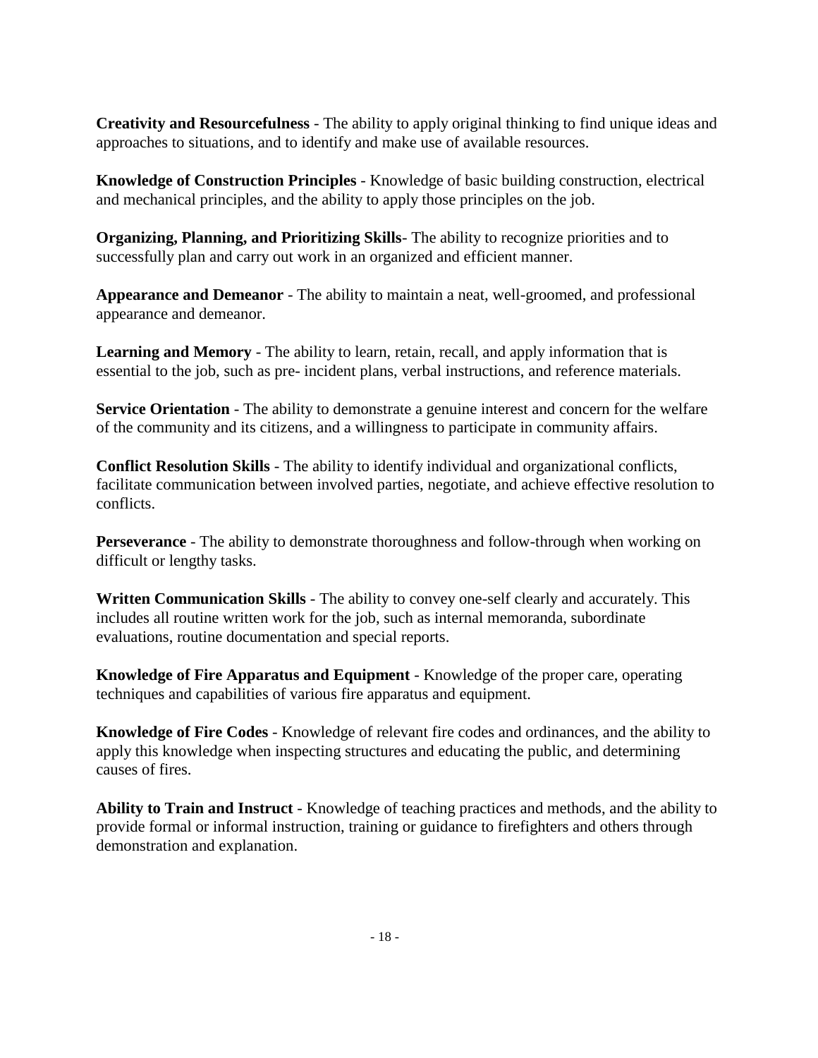**Creativity and Resourcefulness** - The ability to apply original thinking to find unique ideas and approaches to situations, and to identify and make use of available resources.

**Knowledge of Construction Principles** - Knowledge of basic building construction, electrical and mechanical principles, and the ability to apply those principles on the job.

**Organizing, Planning, and Prioritizing Skills**- The ability to recognize priorities and to successfully plan and carry out work in an organized and efficient manner.

**Appearance and Demeanor** - The ability to maintain a neat, well-groomed, and professional appearance and demeanor.

**Learning and Memory** - The ability to learn, retain, recall, and apply information that is essential to the job, such as pre- incident plans, verbal instructions, and reference materials.

**Service Orientation** - The ability to demonstrate a genuine interest and concern for the welfare of the community and its citizens, and a willingness to participate in community affairs.

**Conflict Resolution Skills** - The ability to identify individual and organizational conflicts, facilitate communication between involved parties, negotiate, and achieve effective resolution to conflicts.

**Perseverance** - The ability to demonstrate thoroughness and follow-through when working on difficult or lengthy tasks.

**Written Communication Skills** - The ability to convey one-self clearly and accurately. This includes all routine written work for the job, such as internal memoranda, subordinate evaluations, routine documentation and special reports.

**Knowledge of Fire Apparatus and Equipment** - Knowledge of the proper care, operating techniques and capabilities of various fire apparatus and equipment.

**Knowledge of Fire Codes** - Knowledge of relevant fire codes and ordinances, and the ability to apply this knowledge when inspecting structures and educating the public, and determining causes of fires.

**Ability to Train and Instruct** - Knowledge of teaching practices and methods, and the ability to provide formal or informal instruction, training or guidance to firefighters and others through demonstration and explanation.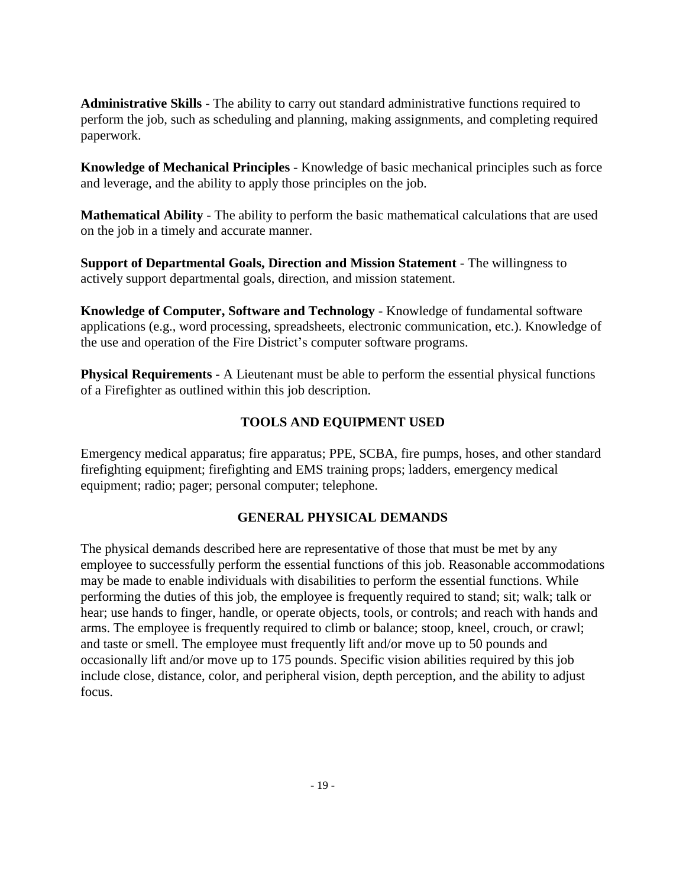**Administrative Skills** - The ability to carry out standard administrative functions required to perform the job, such as scheduling and planning, making assignments, and completing required paperwork.

**Knowledge of Mechanical Principles** - Knowledge of basic mechanical principles such as force and leverage, and the ability to apply those principles on the job.

**Mathematical Ability** - The ability to perform the basic mathematical calculations that are used on the job in a timely and accurate manner.

**Support of Departmental Goals, Direction and Mission Statement** - The willingness to actively support departmental goals, direction, and mission statement.

**Knowledge of Computer, Software and Technology** - Knowledge of fundamental software applications (e.g., word processing, spreadsheets, electronic communication, etc.). Knowledge of the use and operation of the Fire District's computer software programs.

**Physical Requirements -** A Lieutenant must be able to perform the essential physical functions of a Firefighter as outlined within this job description.

## TOOLS AND EQUIPMENT USED

Emergency medical apparatus; fire apparatus; PPE, SCBA, fire pumps, hoses, and other standard firefighting equipment; firefighting and EMS training props; ladders, emergency medical equipment; radio; pager; personal computer; telephone.

## GENERAL PHYSICAL DEMANDS

The physical demands described here are representative of those that must be met by any employee to successfully perform the essential functions of this job. Reasonable accommodations may be made to enable individuals with disabilities to perform the essential functions. While performing the duties of this job, the employee is frequently required to stand; sit; walk; talk or hear; use hands to finger, handle, or operate objects, tools, or controls; and reach with hands and arms. The employee is frequently required to climb or balance; stoop, kneel, crouch, or crawl; and taste or smell. The employee must frequently lift and/or move up to 50 pounds and occasionally lift and/or move up to 175 pounds. Specific vision abilities required by this job include close, distance, color, and peripheral vision, depth perception, and the ability to adjust focus.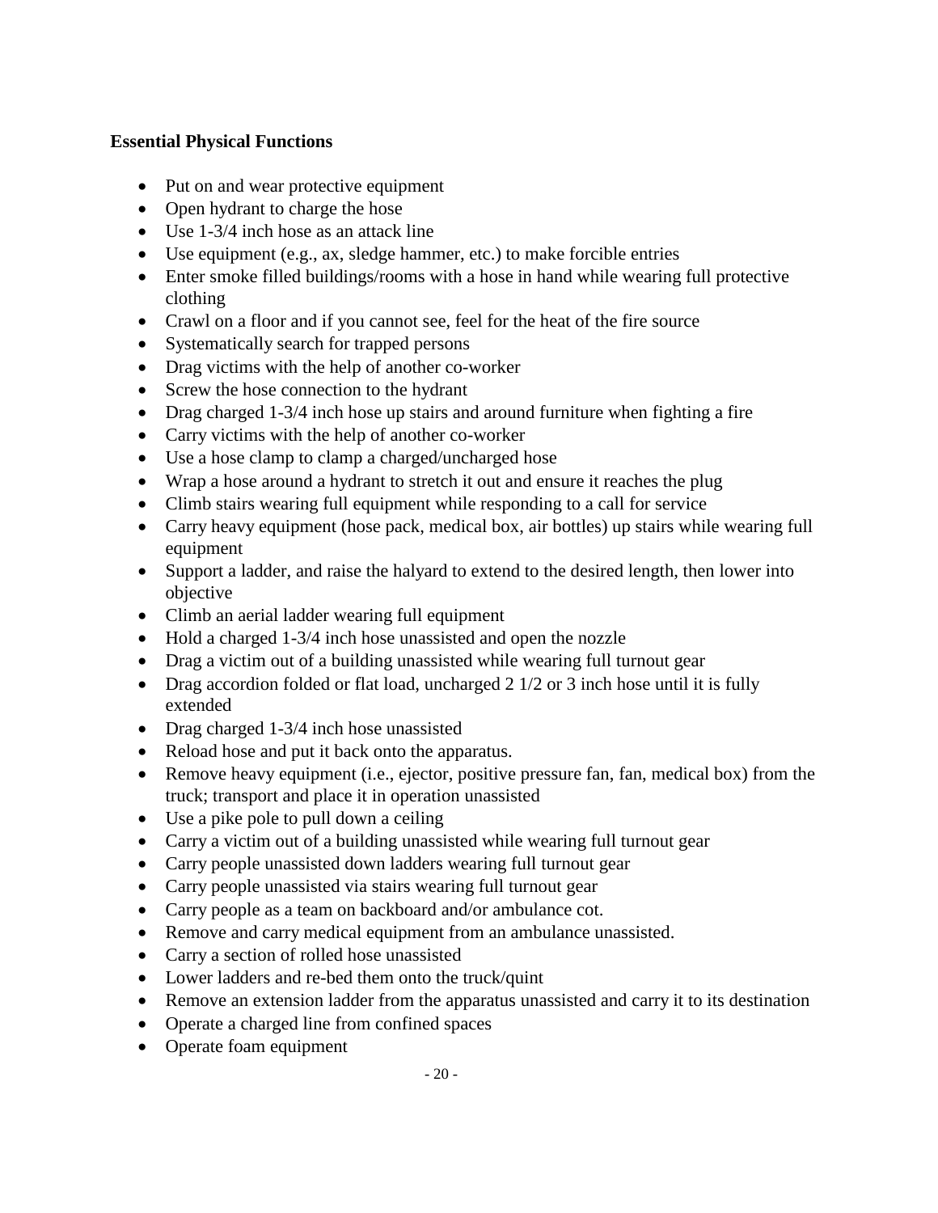**Essential Physical Functions**

- Put on and wear protective equipment
- Open hydrant to charge the hose
- Use 1-3/4 inch hose as an attack line
- Use equipment (e.g., ax, sledge hammer, etc.) to make forcible entries
- Enter smoke filled buildings/rooms with a hose in hand while wearing full protective clothing
- Crawl on a floor and if you cannot see, feel for the heat of the fire source
- Systematically search for trapped persons
- Drag victims with the help of another co-worker
- Screw the hose connection to the hydrant
- Drag charged 1-3/4 inch hose up stairs and around furniture when fighting a fire
- Carry victims with the help of another co-worker
- Use a hose clamp to clamp a charged/uncharged hose
- Wrap a hose around a hydrant to stretch it out and ensure it reaches the plug
- Climb stairs wearing full equipment while responding to a call for service
- Carry heavy equipment (hose pack, medical box, air bottles) up stairs while wearing full equipment
- Support a ladder, and raise the halyard to extend to the desired length, then lower into objective
- Climb an aerial ladder wearing full equipment
- Hold a charged 1-3/4 inch hose unassisted and open the nozzle
- Drag a victim out of a building unassisted while wearing full turnout gear
- Drag accordion folded or flat load, uncharged 2 1/2 or 3 inch hose until it is fully extended
- Drag charged 1-3/4 inch hose unassisted
- Reload hose and put it back onto the apparatus.
- Remove heavy equipment (i.e., ejector, positive pressure fan, fan, medical box) from the truck; transport and place it in operation unassisted
- Use a pike pole to pull down a ceiling
- Carry a victim out of a building unassisted while wearing full turnout gear
- Carry people unassisted down ladders wearing full turnout gear
- Carry people unassisted via stairs wearing full turnout gear
- Carry people as a team on backboard and/or ambulance cot.
- Remove and carry medical equipment from an ambulance unassisted.
- Carry a section of rolled hose unassisted
- Lower ladders and re-bed them onto the truck/quint
- Remove an extension ladder from the apparatus unassisted and carry it to its destination
- Operate a charged line from confined spaces
- Operate foam equipment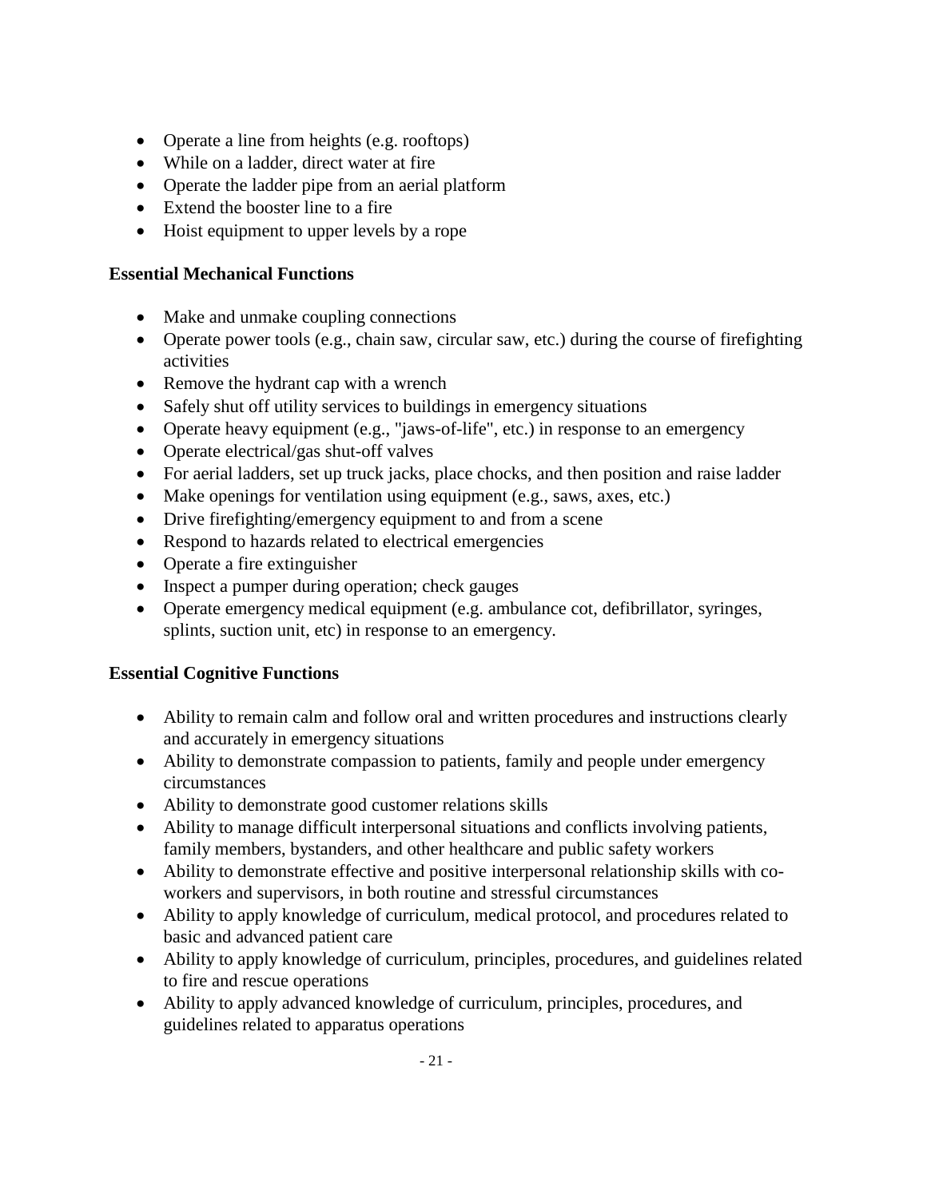- Operate a line from heights (e.g. rooftops)
- While on a ladder, direct water at fire
- Operate the ladder pipe from an aerial platform
- Extend the booster line to a fire
- Hoist equipment to upper levels by a rope

**Essential Mechanical Functions**

- Make and unmake coupling connections
- Operate power tools (e.g., chain saw, circular saw, etc.) during the course of firefighting activities
- Remove the hydrant cap with a wrench
- Safely shut off utility services to buildings in emergency situations
- Operate heavy equipment (e.g., "jaws-of-life", etc.) in response to an emergency
- Operate electrical/gas shut-off valves
- For aerial ladders, set up truck jacks, place chocks, and then position and raise ladder
- Make openings for ventilation using equipment (e.g., saws, axes, etc.)
- Drive firefighting/emergency equipment to and from a scene
- Respond to hazards related to electrical emergencies
- Operate a fire extinguisher
- Inspect a pumper during operation; check gauges
- Operate emergency medical equipment (e.g. ambulance cot, defibrillator, syringes, splints, suction unit, etc) in response to an emergency.

**Essential Cognitive Functions**

- Ability to remain calm and follow oral and written procedures and instructions clearly and accurately in emergency situations
- Ability to demonstrate compassion to patients, family and people under emergency circumstances
- Ability to demonstrate good customer relations skills
- Ability to manage difficult interpersonal situations and conflicts involving patients, family members, bystanders, and other healthcare and public safety workers
- Ability to demonstrate effective and positive interpersonal relationship skills with co-workers and supervisors, in both routine and stressful circumstances
- Ability to apply knowledge of curriculum, medical protocol, and procedures related to basic and advanced patient care
- Ability to apply knowledge of curriculum, principles, procedures, and guidelines related to fire and rescue operations
- Ability to apply advanced knowledge of curriculum, principles, procedures, and guidelines related to apparatus operations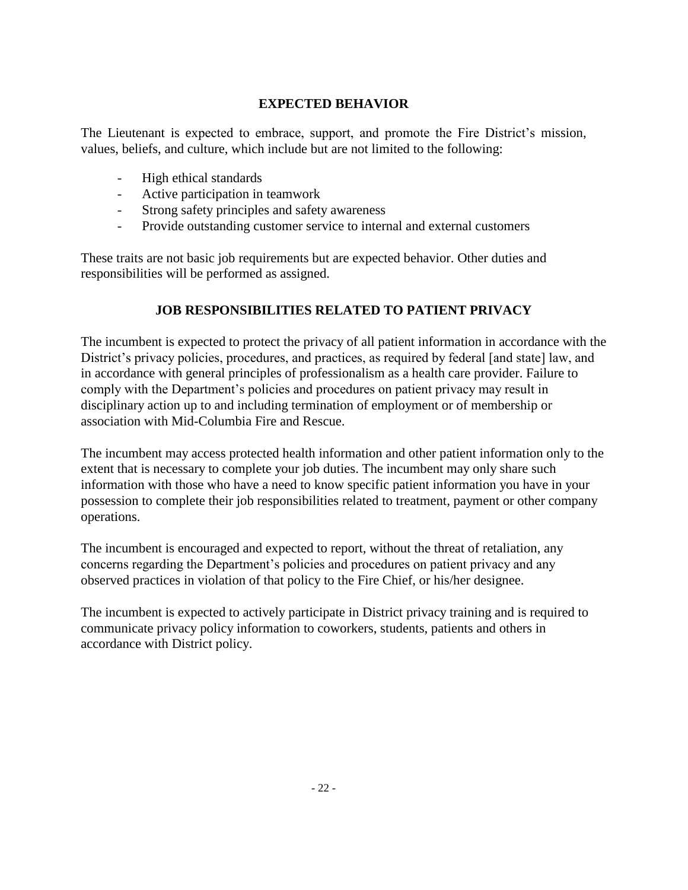## EXPECTED BEHAVIOR

The Lieutenant is expected to embrace, support, and promote the Fire District's mission, values, beliefs, and culture, which include but are not limited to the following:

- High ethical standards
- Active participation in teamwork
- Strong safety principles and safety awareness
- Provide outstanding customer service to internal and external customers

These traits are not basic job requirements but are expected behavior. Other duties and responsibilities will be performed as assigned.

## JOB RESPONSIBILITIES RELATED TO PATIENT PRIVACY

The incumbent is expected to protect the privacy of all patient information in accordance with the District's privacy policies, procedures, and practices, as required by federal [and state] law, and in accordance with general principles of professionalism as a health care provider. Failure to comply with the Department's policies and procedures on patient privacy may result in disciplinary action up to and including termination of employment or of membership or association with Mid-Columbia Fire and Rescue.

The incumbent may access protected health information and other patient information only to the extent that is necessary to complete your job duties. The incumbent may only share such information with those who have a need to know specific patient information you have in your possession to complete their job responsibilities related to treatment, payment or other company operations.

The incumbent is encouraged and expected to report, without the threat of retaliation, any concerns regarding the Department's policies and procedures on patient privacy and any observed practices in violation of that policy to the Fire Chief, or his/her designee.

The incumbent is expected to actively participate in District privacy training and is required to communicate privacy policy information to coworkers, students, patients and others in accordance with District policy.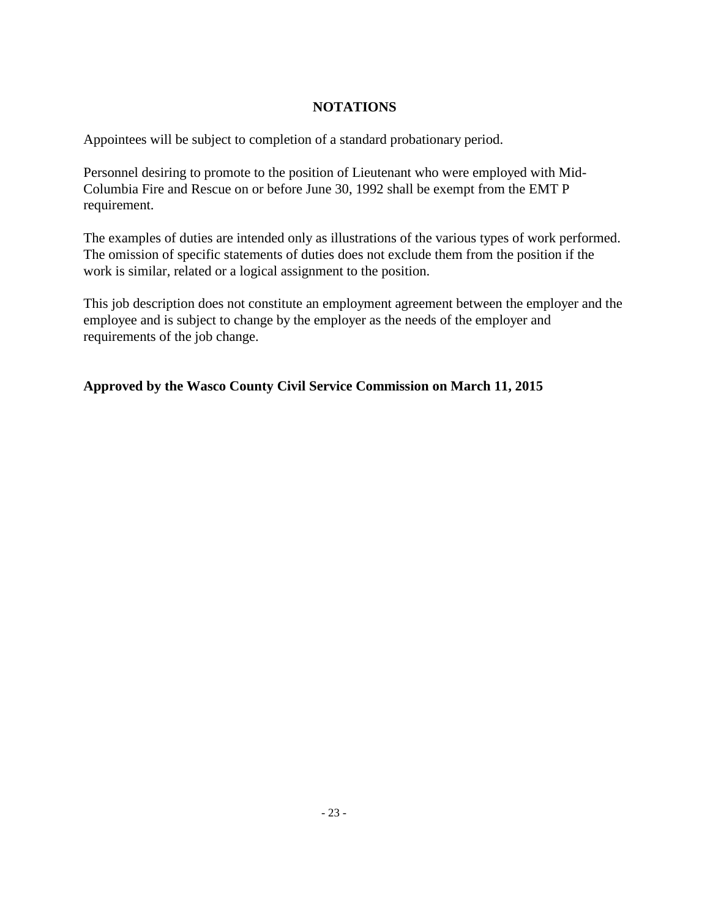## NOTATIONS

Appointees will be subject to completion of a standard probationary period.

Personnel desiring to promote to the position of Lieutenant who were employed with Mid-Columbia Fire and Rescue on or before June 30, 1992 shall be exempt from the EMT P requirement.

The examples of duties are intended only as illustrations of the various types of work performed. The omission of specific statements of duties does not exclude them from the position if the work is similar, related or a logical assignment to the position.

This job description does not constitute an employment agreement between the employer and the employee and is subject to change by the employer as the needs of the employer and requirements of the job change.

**Approved by the Wasco County Civil Service Commission on March 11, 2015**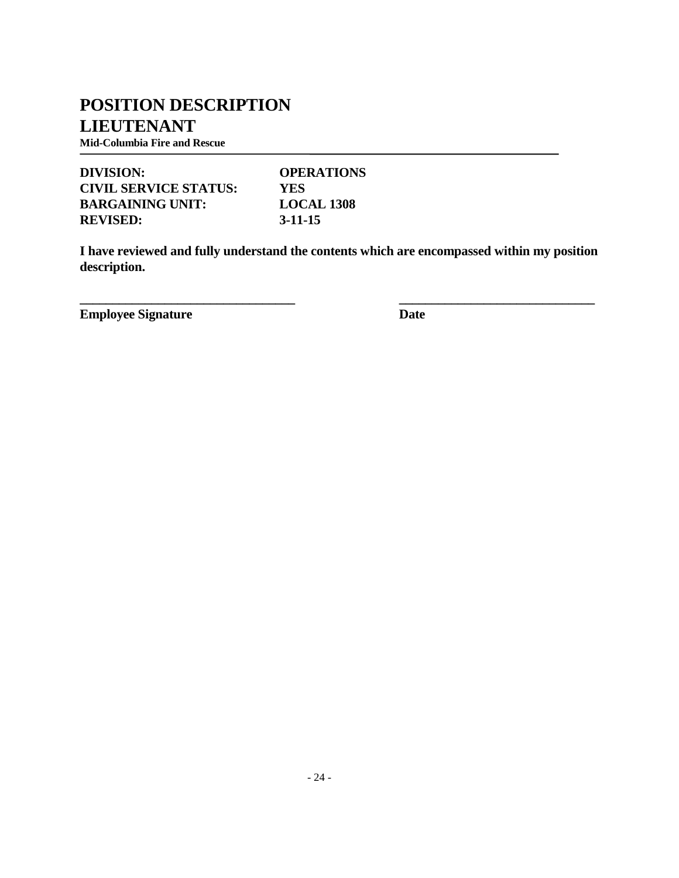# POSITION DESCRIPTION
# LIEUTENANT

**Mid-Columbia Fire and Rescue**

---

| | |
|---|---|
| **DIVISION:** | **OPERATIONS** |
| **CIVIL SERVICE STATUS:** | **YES** |
| **BARGAINING UNIT:** | **LOCAL 1308** |
| **REVISED:** | **3-11-15** |

**I have reviewed and fully understand the contents which are encompassed within my position description.**

| | |
|---|---|
| **_________________________________** | **______________________________** |
| **Employee Signature** | **Date** |